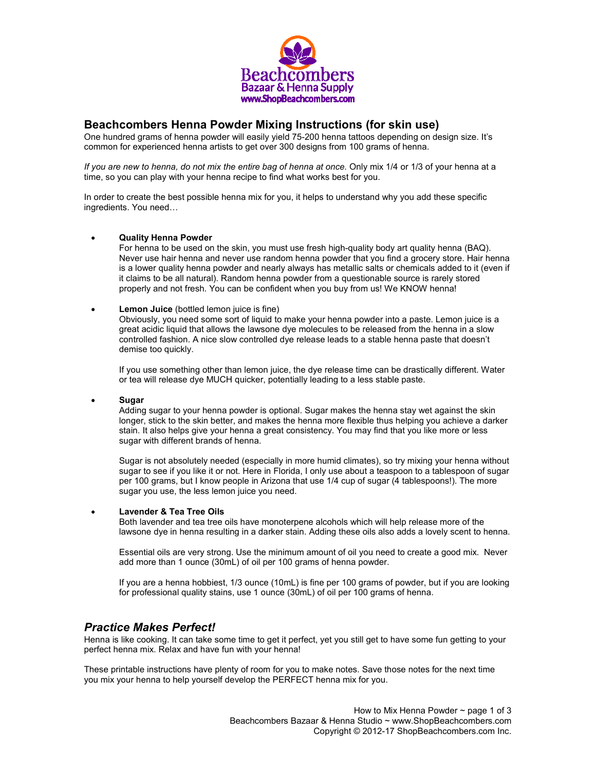Beachcombers
Bazaar & Henna Supply
www.ShopBeachcombers.com

## Beachcombers Henna Powder Mixing Instructions (for skin use)

One hundred grams of henna powder will easily yield 75-200 henna tattoos depending on design size. It's common for experienced henna artists to get over 300 designs from 100 grams of henna.

*If you are new to henna, do not mix the entire bag of henna at once.* Only mix 1/4 or 1/3 of your henna at a time, so you can play with your henna recipe to find what works best for you.

In order to create the best possible henna mix for you, it helps to understand why you add these specific ingredients. You need…

- **Quality Henna Powder**
  For henna to be used on the skin, you must use fresh high-quality body art quality henna (BAQ). Never use hair henna and never use random henna powder that you find a grocery store. Hair henna is a lower quality henna powder and nearly always has metallic salts or chemicals added to it (even if it claims to be all natural). Random henna powder from a questionable source is rarely stored properly and not fresh. You can be confident when you buy from us! We KNOW henna!

- **Lemon Juice** (bottled lemon juice is fine)
  Obviously, you need some sort of liquid to make your henna powder into a paste. Lemon juice is a great acidic liquid that allows the lawsone dye molecules to be released from the henna in a slow controlled fashion. A nice slow controlled dye release leads to a stable henna paste that doesn't demise too quickly.

  If you use something other than lemon juice, the dye release time can be drastically different. Water or tea will release dye MUCH quicker, potentially leading to a less stable paste.

- **Sugar**
  Adding sugar to your henna powder is optional. Sugar makes the henna stay wet against the skin longer, stick to the skin better, and makes the henna more flexible thus helping you achieve a darker stain. It also helps give your henna a great consistency. You may find that you like more or less sugar with different brands of henna.

  Sugar is not absolutely needed (especially in more humid climates), so try mixing your henna without sugar to see if you like it or not. Here in Florida, I only use about a teaspoon to a tablespoon of sugar per 100 grams, but I know people in Arizona that use 1/4 cup of sugar (4 tablespoons!). The more sugar you use, the less lemon juice you need.

- **Lavender & Tea Tree Oils**
  Both lavender and tea tree oils have monoterpene alcohols which will help release more of the lawsone dye in henna resulting in a darker stain. Adding these oils also adds a lovely scent to henna.

  Essential oils are very strong. Use the minimum amount of oil you need to create a good mix. Never add more than 1 ounce (30mL) of oil per 100 grams of henna powder.

  If you are a henna hobbiest, 1/3 ounce (10mL) is fine per 100 grams of powder, but if you are looking for professional quality stains, use 1 ounce (30mL) of oil per 100 grams of henna.

## *Practice Makes Perfect!*

Henna is like cooking. It can take some time to get it perfect, yet you still get to have some fun getting to your perfect henna mix. Relax and have fun with your henna!

These printable instructions have plenty of room for you to make notes. Save those notes for the next time you mix your henna to help yourself develop the PERFECT henna mix for you.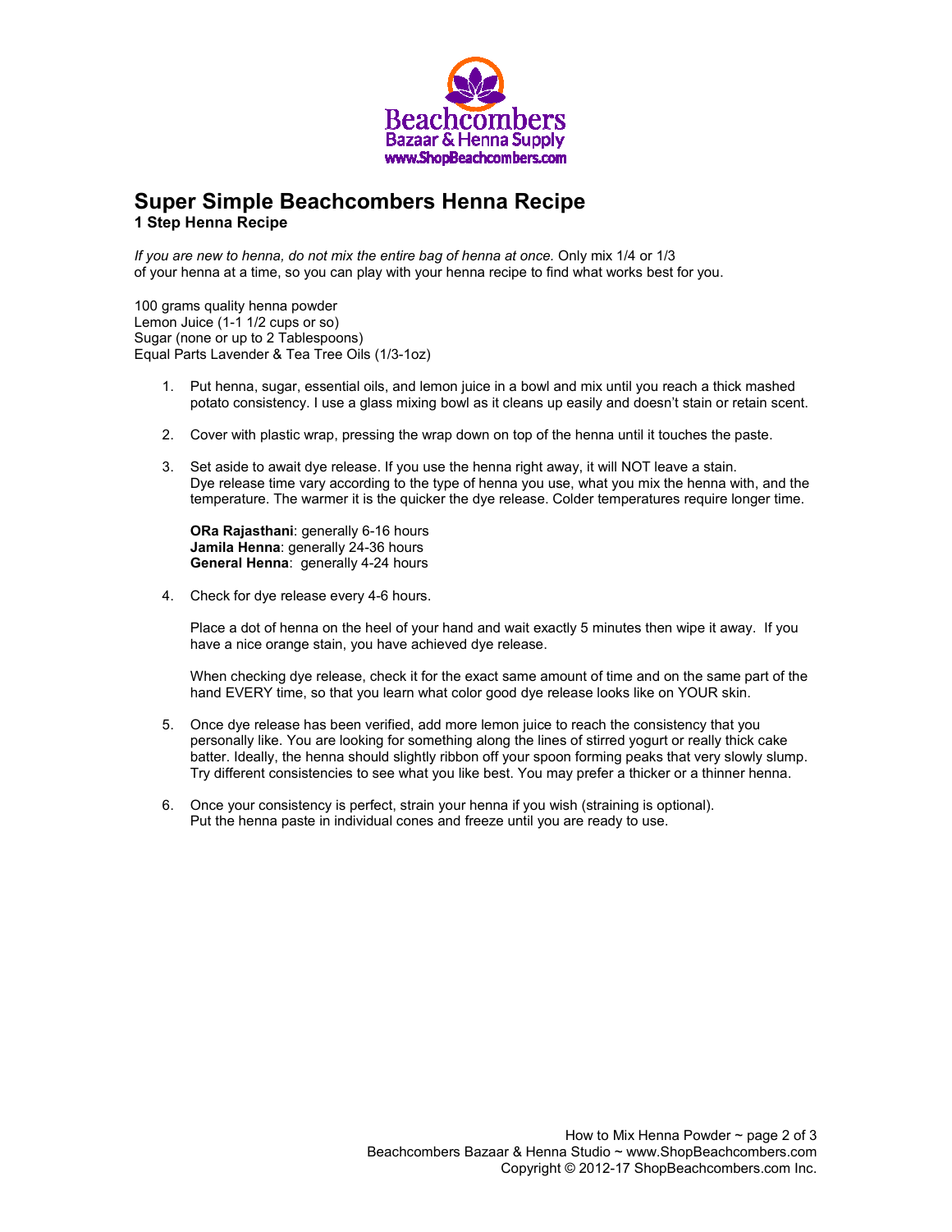# Super Simple Beachcombers Henna Recipe

## 1 Step Henna Recipe

*If you are new to henna, do not mix the entire bag of henna at once.* Only mix 1/4 or 1/3 of your henna at a time, so you can play with your henna recipe to find what works best for you.

100 grams quality henna powder
Lemon Juice (1-1 1/2 cups or so)
Sugar (none or up to 2 Tablespoons)
Equal Parts Lavender & Tea Tree Oils (1/3-1oz)

1. Put henna, sugar, essential oils, and lemon juice in a bowl and mix until you reach a thick mashed potato consistency. I use a glass mixing bowl as it cleans up easily and doesn't stain or retain scent.

2. Cover with plastic wrap, pressing the wrap down on top of the henna until it touches the paste.

3. Set aside to await dye release. If you use the henna right away, it will NOT leave a stain. Dye release time vary according to the type of henna you use, what you mix the henna with, and the temperature. The warmer it is the quicker the dye release. Colder temperatures require longer time.

   **ORa Rajasthani**: generally 6-16 hours
   **Jamila Henna**: generally 24-36 hours
   **General Henna**: generally 4-24 hours

4. Check for dye release every 4-6 hours.

   Place a dot of henna on the heel of your hand and wait exactly 5 minutes then wipe it away. If you have a nice orange stain, you have achieved dye release.

   When checking dye release, check it for the exact same amount of time and on the same part of the hand EVERY time, so that you learn what color good dye release looks like on YOUR skin.

5. Once dye release has been verified, add more lemon juice to reach the consistency that you personally like. You are looking for something along the lines of stirred yogurt or really thick cake batter. Ideally, the henna should slightly ribbon off your spoon forming peaks that very slowly slump. Try different consistencies to see what you like best. You may prefer a thicker or a thinner henna.

6. Once your consistency is perfect, strain your henna if you wish (straining is optional). Put the henna paste in individual cones and freeze until you are ready to use.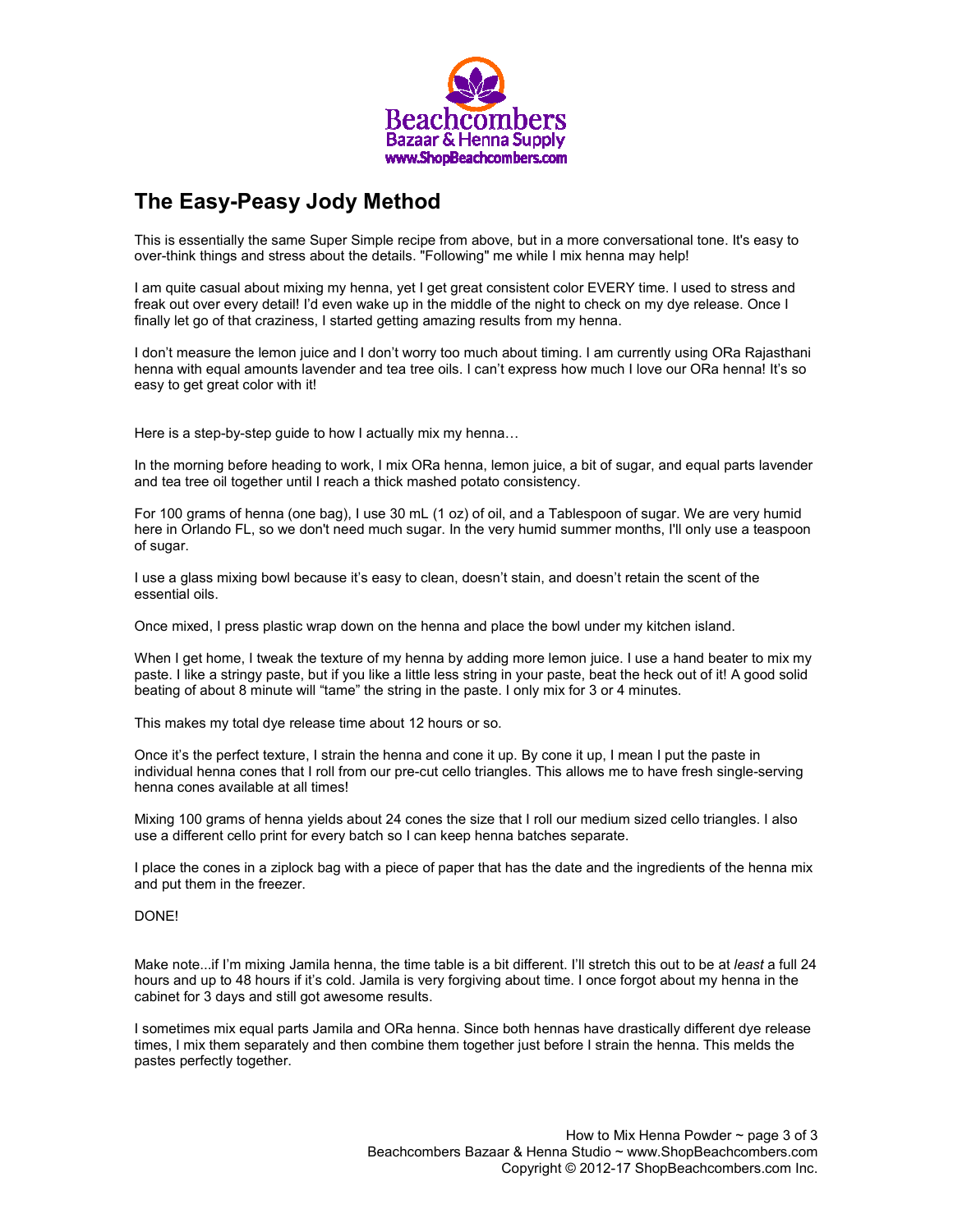# The Easy-Peasy Jody Method

This is essentially the same Super Simple recipe from above, but in a more conversational tone. It's easy to over-think things and stress about the details. "Following" me while I mix henna may help!

I am quite casual about mixing my henna, yet I get great consistent color EVERY time. I used to stress and freak out over every detail! I'd even wake up in the middle of the night to check on my dye release. Once I finally let go of that craziness, I started getting amazing results from my henna.

I don't measure the lemon juice and I don't worry too much about timing. I am currently using ORa Rajasthani henna with equal amounts lavender and tea tree oils. I can't express how much I love our ORa henna! It's so easy to get great color with it!

Here is a step-by-step guide to how I actually mix my henna…

In the morning before heading to work, I mix ORa henna, lemon juice, a bit of sugar, and equal parts lavender and tea tree oil together until I reach a thick mashed potato consistency.

For 100 grams of henna (one bag), I use 30 mL (1 oz) of oil, and a Tablespoon of sugar. We are very humid here in Orlando FL, so we don't need much sugar. In the very humid summer months, I'll only use a teaspoon of sugar.

I use a glass mixing bowl because it's easy to clean, doesn't stain, and doesn't retain the scent of the essential oils.

Once mixed, I press plastic wrap down on the henna and place the bowl under my kitchen island.

When I get home, I tweak the texture of my henna by adding more lemon juice. I use a hand beater to mix my paste. I like a stringy paste, but if you like a little less string in your paste, beat the heck out of it! A good solid beating of about 8 minute will "tame" the string in the paste. I only mix for 3 or 4 minutes.

This makes my total dye release time about 12 hours or so.

Once it's the perfect texture, I strain the henna and cone it up. By cone it up, I mean I put the paste in individual henna cones that I roll from our pre-cut cello triangles. This allows me to have fresh single-serving henna cones available at all times!

Mixing 100 grams of henna yields about 24 cones the size that I roll our medium sized cello triangles. I also use a different cello print for every batch so I can keep henna batches separate.

I place the cones in a ziplock bag with a piece of paper that has the date and the ingredients of the henna mix and put them in the freezer.

DONE!

Make note...if I'm mixing Jamila henna, the time table is a bit different. I'll stretch this out to be at *least* a full 24 hours and up to 48 hours if it's cold. Jamila is very forgiving about time. I once forgot about my henna in the cabinet for 3 days and still got awesome results.

I sometimes mix equal parts Jamila and ORa henna. Since both hennas have drastically different dye release times, I mix them separately and then combine them together just before I strain the henna. This melds the pastes perfectly together.